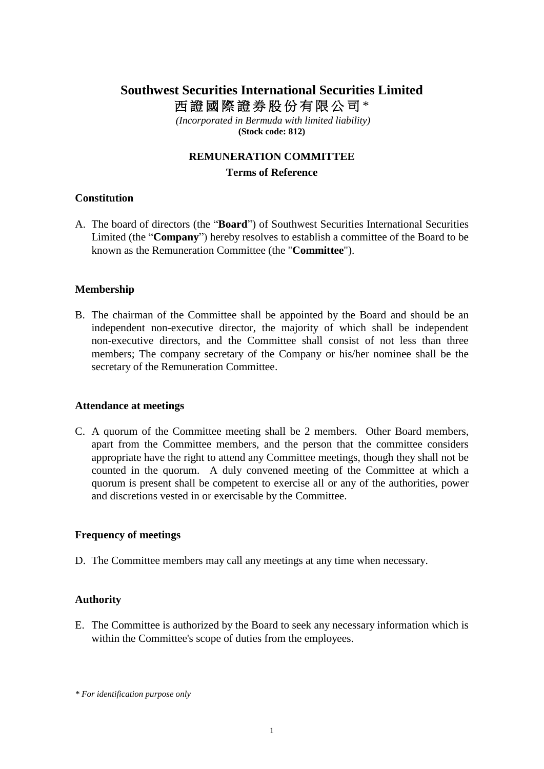# Southwest Securities International Securities Limited

# 西證國際證券股份有限公司*

*(Incorporated in Bermuda with limited liability)*

**(Stock code: 812)**

## REMUNERATION COMMITTEE

### Terms of Reference

### Constitution

A. The board of directors (the "**Board**") of Southwest Securities International Securities Limited (the "**Company**") hereby resolves to establish a committee of the Board to be known as the Remuneration Committee (the "**Committee**").

### Membership

B. The chairman of the Committee shall be appointed by the Board and should be an independent non-executive director, the majority of which shall be independent non-executive directors, and the Committee shall consist of not less than three members; The company secretary of the Company or his/her nominee shall be the secretary of the Remuneration Committee.

### Attendance at meetings

C. A quorum of the Committee meeting shall be 2 members. Other Board members, apart from the Committee members, and the person that the committee considers appropriate have the right to attend any Committee meetings, though they shall not be counted in the quorum. A duly convened meeting of the Committee at which a quorum is present shall be competent to exercise all or any of the authorities, power and discretions vested in or exercisable by the Committee.

### Frequency of meetings

D. The Committee members may call any meetings at any time when necessary.

### Authority

E. The Committee is authorized by the Board to seek any necessary information which is within the Committee's scope of duties from the employees.

*\* For identification purpose only*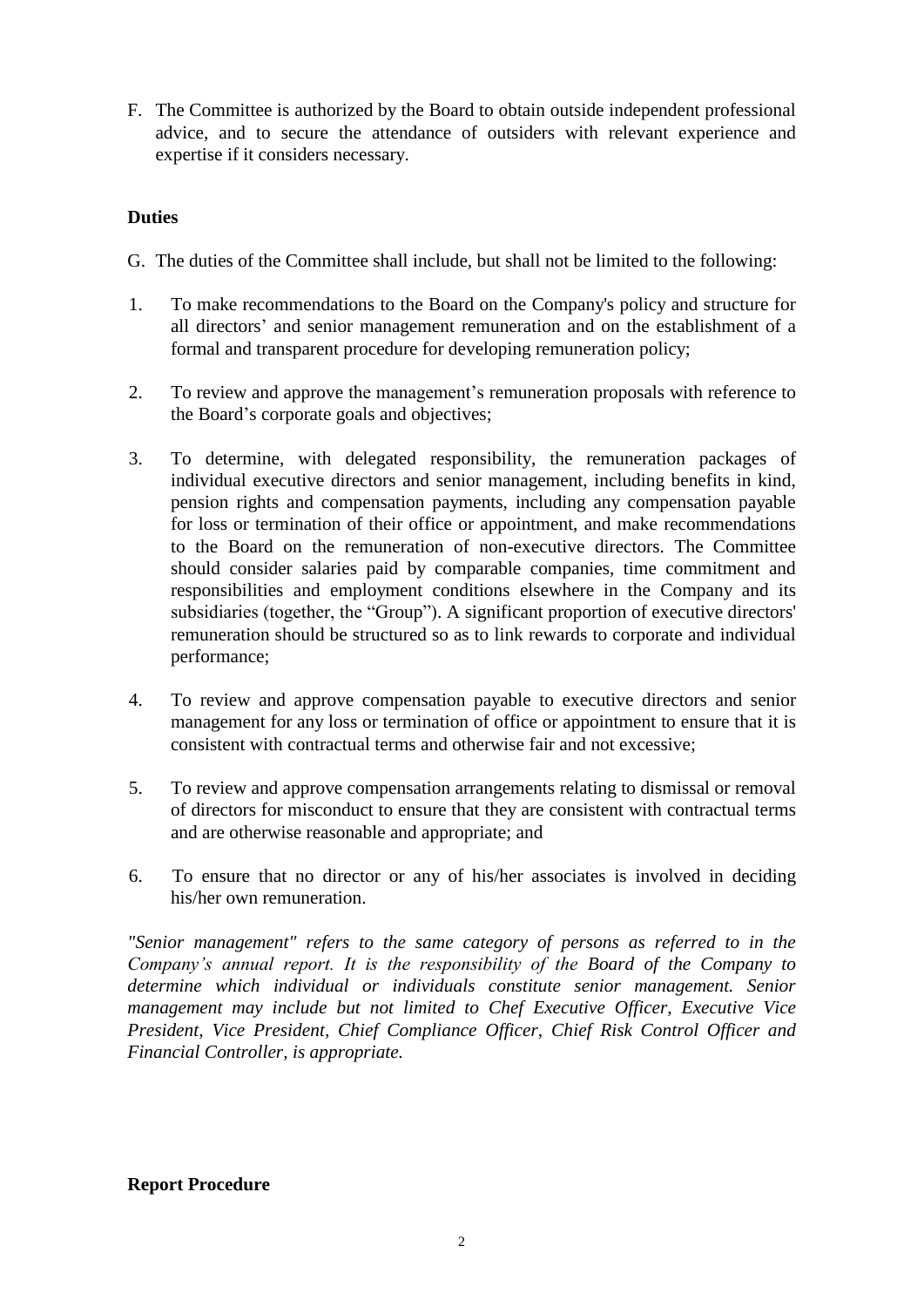F. The Committee is authorized by the Board to obtain outside independent professional advice, and to secure the attendance of outsiders with relevant experience and expertise if it considers necessary.

**Duties**

G. The duties of the Committee shall include, but shall not be limited to the following:

1. To make recommendations to the Board on the Company's policy and structure for all directors' and senior management remuneration and on the establishment of a formal and transparent procedure for developing remuneration policy;

2. To review and approve the management's remuneration proposals with reference to the Board's corporate goals and objectives;

3. To determine, with delegated responsibility, the remuneration packages of individual executive directors and senior management, including benefits in kind, pension rights and compensation payments, including any compensation payable for loss or termination of their office or appointment, and make recommendations to the Board on the remuneration of non-executive directors. The Committee should consider salaries paid by comparable companies, time commitment and responsibilities and employment conditions elsewhere in the Company and its subsidiaries (together, the "Group"). A significant proportion of executive directors' remuneration should be structured so as to link rewards to corporate and individual performance;

4. To review and approve compensation payable to executive directors and senior management for any loss or termination of office or appointment to ensure that it is consistent with contractual terms and otherwise fair and not excessive;

5. To review and approve compensation arrangements relating to dismissal or removal of directors for misconduct to ensure that they are consistent with contractual terms and are otherwise reasonable and appropriate; and

6. To ensure that no director or any of his/her associates is involved in deciding his/her own remuneration.

*"Senior management" refers to the same category of persons as referred to in the Company's annual report. It is the responsibility of the Board of the Company to determine which individual or individuals constitute senior management. Senior management may include but not limited to Chef Executive Officer, Executive Vice President, Vice President, Chief Compliance Officer, Chief Risk Control Officer and Financial Controller, is appropriate.*

**Report Procedure**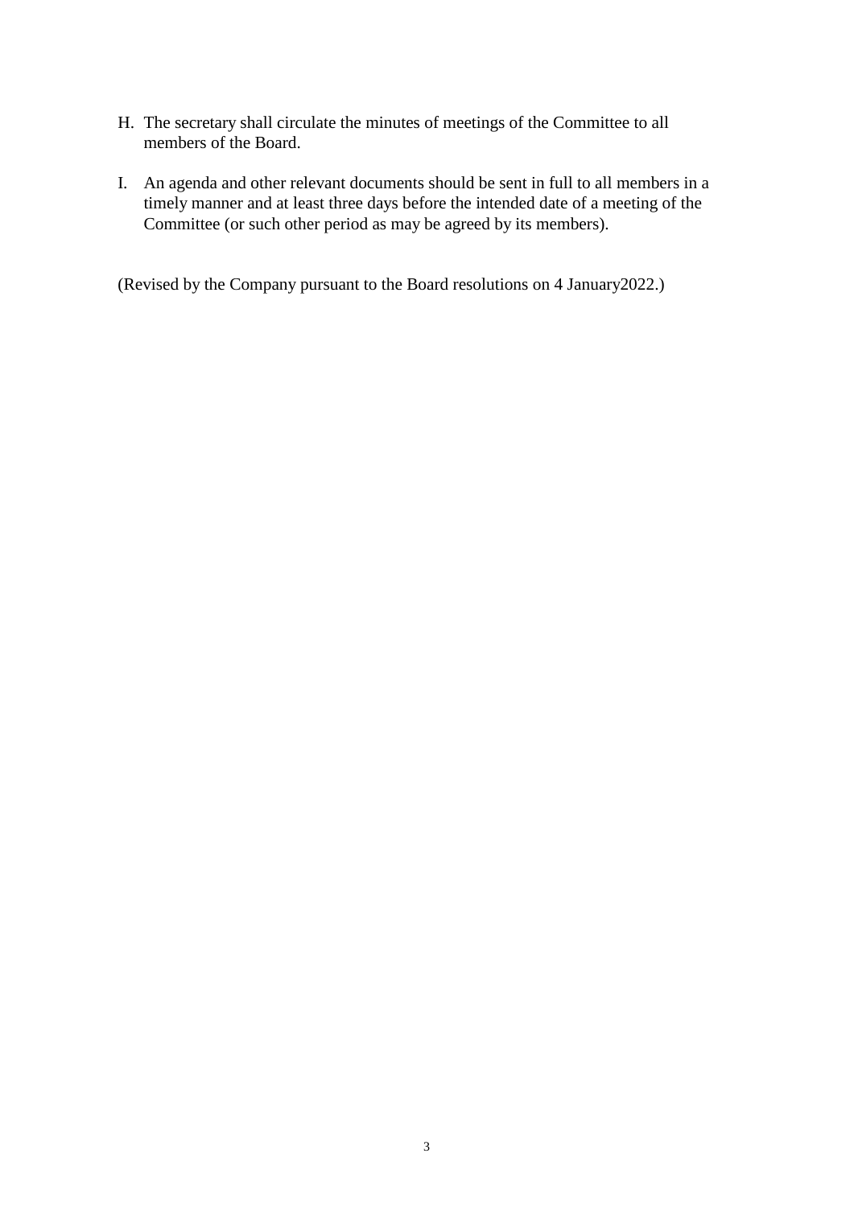H. The secretary shall circulate the minutes of meetings of the Committee to all members of the Board.

I. An agenda and other relevant documents should be sent in full to all members in a timely manner and at least three days before the intended date of a meeting of the Committee (or such other period as may be agreed by its members).

(Revised by the Company pursuant to the Board resolutions on 4 January2022.)